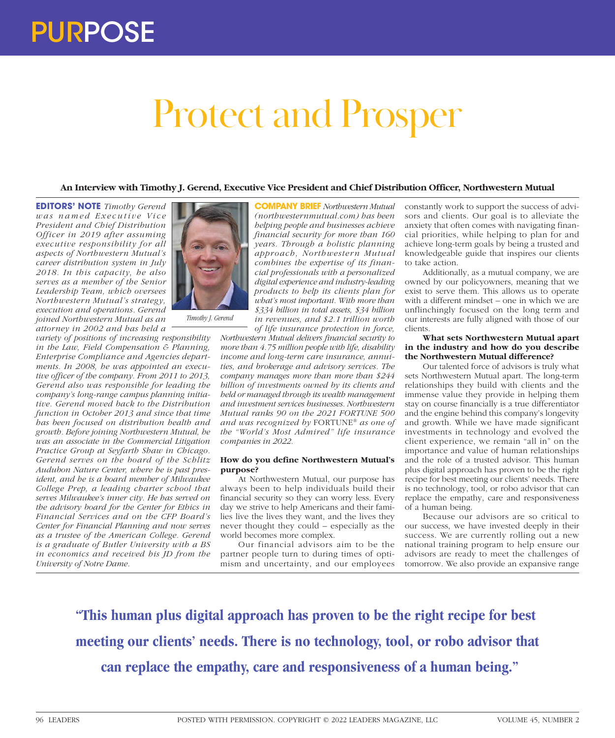# Protect and Prosper

**An Interview with Timothy J. Gerend, Executive Vice President and Chief Distribution Officer, Northwestern Mutual**

**EDITORS' NOTE** *Timothy Gerend was named Executive Vice President and Chief Distribution Officer in 2019 after assuming executive responsibility for all aspects of Northwestern Mutual's career distribution system in July 2018. In this capacity, he also serves as a member of the Senior Leadership Team, which oversees Northwestern Mutual's strategy, execution and operations. Gerend joined Northwestern Mutual as an attorney in 2002 and has held a variety of positions of increasing responsibility in the Law, Field Compensation & Planning, Enterprise Compliance and Agencies departments. In 2008, he was appointed an executive officer of the company. From 2011 to 2013, Gerend also was responsible for leading the company's long-range campus planning initiative. Gerend moved back to the Distribution function in October 2013 and since that time has been focused on distribution health and growth. Before joining Northwestern Mutual, he was an associate in the Commercial Litigation Practice Group at Seyfarth Shaw in Chicago. Gerend serves on the board of the Schlitz Audubon Nature Center, where he is past president, and he is a board member of Milwaukee College Prep, a leading charter school that serves Milwaukee's inner city. He has served on the advisory board for the Center for Ethics in Financial Services and on the CFP Board's Center for Financial Planning and now serves as a trustee of the American College. Gerend is a graduate of Butler University with a BS in economics and received his JD from the University of Notre Dame.*

*Timothy J. Gerend*

**COMPANY BRIEF** *Northwestern Mutual (northwesternmutual.com) has been helping people and businesses achieve financial security for more than 160 years. Through a holistic planning approach, Northwestern Mutual combines the expertise of its financial professionals with a personalized digital experience and industry-leading products to help its clients plan for what's most important. With more than $334 billion in total assets, $34 billion in revenues, and $2.1 trillion worth of life insurance protection in force, Northwestern Mutual delivers financial security to more than 4.75 million people with life, disability income and long-term care insurance, annuities, and brokerage and advisory services. The company manages more than more than $244 billion of investments owned by its clients and held or managed through its wealth management and investment services businesses. Northwestern Mutual ranks 90 on the 2021 FORTUNE 500 and was recognized by* FORTUNE® *as one of the "World's Most Admired" life insurance companies in 2022.*

**How do you define Northwestern Mutual's purpose?**

At Northwestern Mutual, our purpose has always been to help individuals build their financial security so they can worry less. Every day we strive to help Americans and their families live the lives they want, and the lives they never thought they could – especially as the world becomes more complex.

Our financial advisors aim to be the partner people turn to during times of optimism and uncertainty, and our employees constantly work to support the success of advisors and clients. Our goal is to alleviate the anxiety that often comes with navigating financial priorities, while helping to plan for and achieve long-term goals by being a trusted and knowledgeable guide that inspires our clients to take action.

Additionally, as a mutual company, we are owned by our policyowners, meaning that we exist to serve them. This allows us to operate with a different mindset – one in which we are unflinchingly focused on the long term and our interests are fully aligned with those of our clients.

**What sets Northwestern Mutual apart in the industry and how do you describe the Northwestern Mutual difference?**

Our talented force of advisors is truly what sets Northwestern Mutual apart. The long-term relationships they build with clients and the immense value they provide in helping them stay on course financially is a true differentiator and the engine behind this company's longevity and growth. While we have made significant investments in technology and evolved the client experience, we remain "all in" on the importance and value of human relationships and the role of a trusted advisor. This human plus digital approach has proven to be the right recipe for best meeting our clients' needs. There is no technology, tool, or robo advisor that can replace the empathy, care and responsiveness of a human being.

Because our advisors are so critical to our success, we have invested deeply in their success. We are currently rolling out a new national training program to help ensure our advisors are ready to meet the challenges of tomorrow. We also provide an expansive range

**"This human plus digital approach has proven to be the right recipe for best meeting our clients' needs. There is no technology, tool, or robo advisor that can replace the empathy, care and responsiveness of a human being."**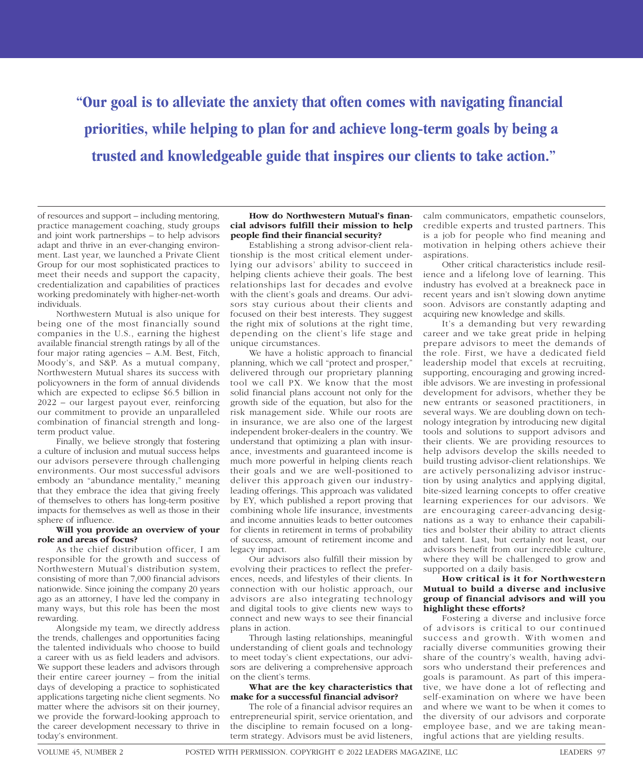> **"Our goal is to alleviate the anxiety that often comes with navigating financial priorities, while helping to plan for and achieve long-term goals by being a trusted and knowledgeable guide that inspires our clients to take action."**

of resources and support – including mentoring, practice management coaching, study groups and joint work partnerships – to help advisors adapt and thrive in an ever-changing environment. Last year, we launched a Private Client Group for our most sophisticated practices to meet their needs and support the capacity, credentialization and capabilities of practices working predominately with higher-net-worth individuals.

Northwestern Mutual is also unique for being one of the most financially sound companies in the U.S., earning the highest available financial strength ratings by all of the four major rating agencies – A.M. Best, Fitch, Moody's, and S&P. As a mutual company, Northwestern Mutual shares its success with policyowners in the form of annual dividends which are expected to eclipse $6.5 billion in 2022 – our largest payout ever, reinforcing our commitment to provide an unparalleled combination of financial strength and long-term product value.

Finally, we believe strongly that fostering a culture of inclusion and mutual success helps our advisors persevere through challenging environments. Our most successful advisors embody an "abundance mentality," meaning that they embrace the idea that giving freely of themselves to others has long-term positive impacts for themselves as well as those in their sphere of influence.

**Will you provide an overview of your role and areas of focus?**

As the chief distribution officer, I am responsible for the growth and success of Northwestern Mutual's distribution system, consisting of more than 7,000 financial advisors nationwide. Since joining the company 20 years ago as an attorney, I have led the company in many ways, but this role has been the most rewarding.

Alongside my team, we directly address the trends, challenges and opportunities facing the talented individuals who choose to build a career with us as field leaders and advisors. We support these leaders and advisors through their entire career journey – from the initial days of developing a practice to sophisticated applications targeting niche client segments. No matter where the advisors sit on their journey, we provide the forward-looking approach to the career development necessary to thrive in today's environment.

**How do Northwestern Mutual's financial advisors fulfill their mission to help people find their financial security?**

Establishing a strong advisor-client relationship is the most critical element underlying our advisors' ability to succeed in helping clients achieve their goals. The best relationships last for decades and evolve with the client's goals and dreams. Our advisors stay curious about their clients and focused on their best interests. They suggest the right mix of solutions at the right time, depending on the client's life stage and unique circumstances.

We have a holistic approach to financial planning, which we call "protect and prosper," delivered through our proprietary planning tool we call PX. We know that the most solid financial plans account not only for the growth side of the equation, but also for the risk management side. While our roots are in insurance, we are also one of the largest independent broker-dealers in the country. We understand that optimizing a plan with insurance, investments and guaranteed income is much more powerful in helping clients reach their goals and we are well-positioned to deliver this approach given our industry-leading offerings. This approach was validated by EY, which published a report proving that combining whole life insurance, investments and income annuities leads to better outcomes for clients in retirement in terms of probability of success, amount of retirement income and legacy impact.

Our advisors also fulfill their mission by evolving their practices to reflect the preferences, needs, and lifestyles of their clients. In connection with our holistic approach, our advisors are also integrating technology and digital tools to give clients new ways to connect and new ways to see their financial plans in action.

Through lasting relationships, meaningful understanding of client goals and technology to meet today's client expectations, our advisors are delivering a comprehensive approach on the client's terms.

**What are the key characteristics that make for a successful financial advisor?**

The role of a financial advisor requires an entrepreneurial spirit, service orientation, and the discipline to remain focused on a long-term strategy. Advisors must be avid listeners, calm communicators, empathetic counselors, credible experts and trusted partners. This is a job for people who find meaning and motivation in helping others achieve their aspirations.

Other critical characteristics include resilience and a lifelong love of learning. This industry has evolved at a breakneck pace in recent years and isn't slowing down anytime soon. Advisors are constantly adapting and acquiring new knowledge and skills.

It's a demanding but very rewarding career and we take great pride in helping prepare advisors to meet the demands of the role. First, we have a dedicated field leadership model that excels at recruiting, supporting, encouraging and growing incredible advisors. We are investing in professional development for advisors, whether they be new entrants or seasoned practitioners, in several ways. We are doubling down on technology integration by introducing new digital tools and solutions to support advisors and their clients. We are providing resources to help advisors develop the skills needed to build trusting advisor-client relationships. We are actively personalizing advisor instruction by using analytics and applying digital, bite-sized learning concepts to offer creative learning experiences for our advisors. We are encouraging career-advancing designations as a way to enhance their capabilities and bolster their ability to attract clients and talent. Last, but certainly not least, our advisors benefit from our incredible culture, where they will be challenged to grow and supported on a daily basis.

**How critical is it for Northwestern Mutual to build a diverse and inclusive group of financial advisors and will you highlight these efforts?**

Fostering a diverse and inclusive force of advisors is critical to our continued success and growth. With women and racially diverse communities growing their share of the country's wealth, having advisors who understand their preferences and goals is paramount. As part of this imperative, we have done a lot of reflecting and self-examination on where we have been and where we want to be when it comes to the diversity of our advisors and corporate employee base, and we are taking meaningful actions that are yielding results.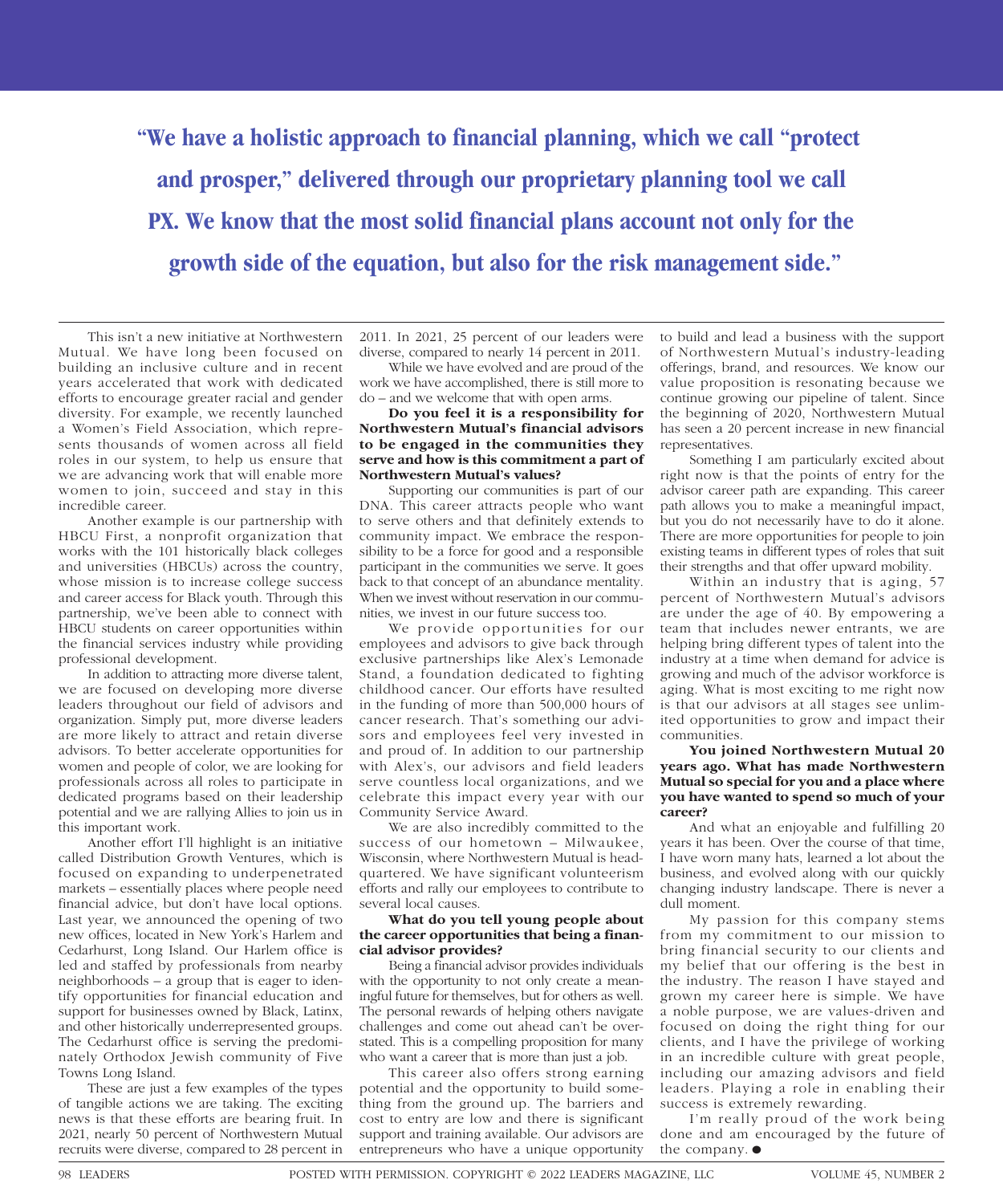> **"We have a holistic approach to financial planning, which we call "protect and prosper," delivered through our proprietary planning tool we call PX. We know that the most solid financial plans account not only for the growth side of the equation, but also for the risk management side."**

This isn't a new initiative at Northwestern Mutual. We have long been focused on building an inclusive culture and in recent years accelerated that work with dedicated efforts to encourage greater racial and gender diversity. For example, we recently launched a Women's Field Association, which represents thousands of women across all field roles in our system, to help us ensure that we are advancing work that will enable more women to join, succeed and stay in this incredible career.

Another example is our partnership with HBCU First, a nonprofit organization that works with the 101 historically black colleges and universities (HBCUs) across the country, whose mission is to increase college success and career access for Black youth. Through this partnership, we've been able to connect with HBCU students on career opportunities within the financial services industry while providing professional development.

In addition to attracting more diverse talent, we are focused on developing more diverse leaders throughout our field of advisors and organization. Simply put, more diverse leaders are more likely to attract and retain diverse advisors. To better accelerate opportunities for women and people of color, we are looking for professionals across all roles to participate in dedicated programs based on their leadership potential and we are rallying Allies to join us in this important work.

Another effort I'll highlight is an initiative called Distribution Growth Ventures, which is focused on expanding to underpenetrated markets – essentially places where people need financial advice, but don't have local options. Last year, we announced the opening of two new offices, located in New York's Harlem and Cedarhurst, Long Island. Our Harlem office is led and staffed by professionals from nearby neighborhoods – a group that is eager to identify opportunities for financial education and support for businesses owned by Black, Latinx, and other historically underrepresented groups. The Cedarhurst office is serving the predominately Orthodox Jewish community of Five Towns Long Island.

These are just a few examples of the types of tangible actions we are taking. The exciting news is that these efforts are bearing fruit. In 2021, nearly 50 percent of Northwestern Mutual recruits were diverse, compared to 28 percent in 2011. In 2021, 25 percent of our leaders were diverse, compared to nearly 14 percent in 2011.

While we have evolved and are proud of the work we have accomplished, there is still more to do – and we welcome that with open arms.

**Do you feel it is a responsibility for Northwestern Mutual's financial advisors to be engaged in the communities they serve and how is this commitment a part of Northwestern Mutual's values?**

Supporting our communities is part of our DNA. This career attracts people who want to serve others and that definitely extends to community impact. We embrace the responsibility to be a force for good and a responsible participant in the communities we serve. It goes back to that concept of an abundance mentality. When we invest without reservation in our communities, we invest in our future success too.

We provide opportunities for our employees and advisors to give back through exclusive partnerships like Alex's Lemonade Stand, a foundation dedicated to fighting childhood cancer. Our efforts have resulted in the funding of more than 500,000 hours of cancer research. That's something our advisors and employees feel very invested in and proud of. In addition to our partnership with Alex's, our advisors and field leaders serve countless local organizations, and we celebrate this impact every year with our Community Service Award.

We are also incredibly committed to the success of our hometown – Milwaukee, Wisconsin, where Northwestern Mutual is headquartered. We have significant volunteerism efforts and rally our employees to contribute to several local causes.

**What do you tell young people about the career opportunities that being a financial advisor provides?**

Being a financial advisor provides individuals with the opportunity to not only create a meaningful future for themselves, but for others as well. The personal rewards of helping others navigate challenges and come out ahead can't be overstated. This is a compelling proposition for many who want a career that is more than just a job.

This career also offers strong earning potential and the opportunity to build something from the ground up. The barriers and cost to entry are low and there is significant support and training available. Our advisors are entrepreneurs who have a unique opportunity to build and lead a business with the support of Northwestern Mutual's industry-leading offerings, brand, and resources. We know our value proposition is resonating because we continue growing our pipeline of talent. Since the beginning of 2020, Northwestern Mutual has seen a 20 percent increase in new financial representatives.

Something I am particularly excited about right now is that the points of entry for the advisor career path are expanding. This career path allows you to make a meaningful impact, but you do not necessarily have to do it alone. There are more opportunities for people to join existing teams in different types of roles that suit their strengths and that offer upward mobility.

Within an industry that is aging, 57 percent of Northwestern Mutual's advisors are under the age of 40. By empowering a team that includes newer entrants, we are helping bring different types of talent into the industry at a time when demand for advice is growing and much of the advisor workforce is aging. What is most exciting to me right now is that our advisors at all stages see unlimited opportunities to grow and impact their communities.

**You joined Northwestern Mutual 20 years ago. What has made Northwestern Mutual so special for you and a place where you have wanted to spend so much of your career?**

And what an enjoyable and fulfilling 20 years it has been. Over the course of that time, I have worn many hats, learned a lot about the business, and evolved along with our quickly changing industry landscape. There is never a dull moment.

My passion for this company stems from my commitment to our mission to bring financial security to our clients and my belief that our offering is the best in the industry. The reason I have stayed and grown my career here is simple. We have a noble purpose, we are values-driven and focused on doing the right thing for our clients, and I have the privilege of working in an incredible culture with great people, including our amazing advisors and field leaders. Playing a role in enabling their success is extremely rewarding.

I'm really proud of the work being done and am encouraged by the future of the company. ●

POSTED WITH PERMISSION. COPYRIGHT © 2022 LEADERS MAGAZINE, LLC